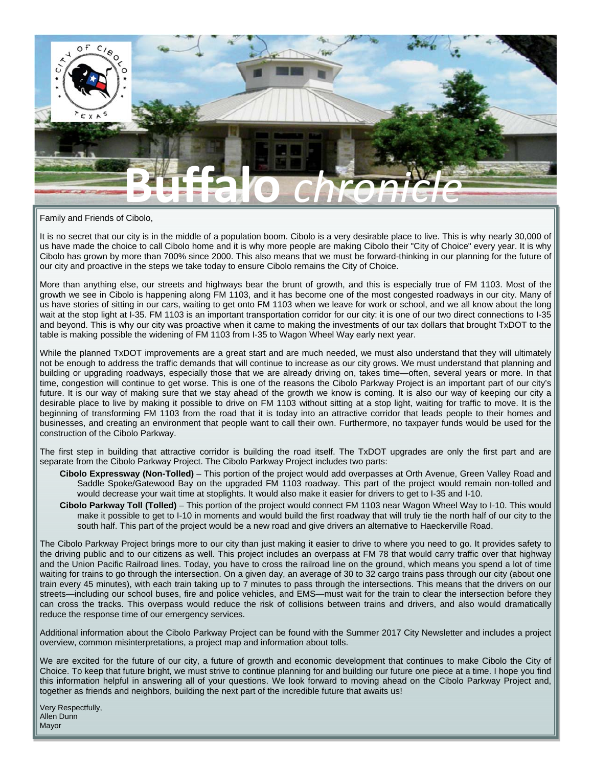# Buffalo *chronicle*

Family and Friends of Cibolo,

It is no secret that our city is in the middle of a population boom. Cibolo is a very desirable place to live. This is why nearly 30,000 of us have made the choice to call Cibolo home and it is why more people are making Cibolo their "City of Choice" every year. It is why Cibolo has grown by more than 700% since 2000. This also means that we must be forward-thinking in our planning for the future of our city and proactive in the steps we take today to ensure Cibolo remains the City of Choice.

More than anything else, our streets and highways bear the brunt of growth, and this is especially true of FM 1103. Most of the growth we see in Cibolo is happening along FM 1103, and it has become one of the most congested roadways in our city. Many of us have stories of sitting in our cars, waiting to get onto FM 1103 when we leave for work or school, and we all know about the long wait at the stop light at I-35. FM 1103 is an important transportation corridor for our city: it is one of our two direct connections to I-35 and beyond. This is why our city was proactive when it came to making the investments of our tax dollars that brought TxDOT to the table is making possible the widening of FM 1103 from I-35 to Wagon Wheel Way early next year.

While the planned TxDOT improvements are a great start and are much needed, we must also understand that they will ultimately not be enough to address the traffic demands that will continue to increase as our city grows. We must understand that planning and building or upgrading roadways, especially those that we are already driving on, takes time—often, several years or more. In that time, congestion will continue to get worse. This is one of the reasons the Cibolo Parkway Project is an important part of our city's future. It is our way of making sure that we stay ahead of the growth we know is coming. It is also our way of keeping our city a desirable place to live by making it possible to drive on FM 1103 without sitting at a stop light, waiting for traffic to move. It is the beginning of transforming FM 1103 from the road that it is today into an attractive corridor that leads people to their homes and businesses, and creating an environment that people want to call their own. Furthermore, no taxpayer funds would be used for the construction of the Cibolo Parkway.

The first step in building that attractive corridor is building the road itself. The TxDOT upgrades are only the first part and are separate from the Cibolo Parkway Project. The Cibolo Parkway Project includes two parts:

- **Cibolo Expressway (Non-Tolled)** – This portion of the project would add overpasses at Orth Avenue, Green Valley Road and Saddle Spoke/Gatewood Bay on the upgraded FM 1103 roadway. This part of the project would remain non-tolled and would decrease your wait time at stoplights. It would also make it easier for drivers to get to I-35 and I-10.
- **Cibolo Parkway Toll (Tolled)** – This portion of the project would connect FM 1103 near Wagon Wheel Way to I-10. This would make it possible to get to I-10 in moments and would build the first roadway that will truly tie the north half of our city to the south half. This part of the project would be a new road and give drivers an alternative to Haeckerville Road.

The Cibolo Parkway Project brings more to our city than just making it easier to drive to where you need to go. It provides safety to the driving public and to our citizens as well. This project includes an overpass at FM 78 that would carry traffic over that highway and the Union Pacific Railroad lines. Today, you have to cross the railroad line on the ground, which means you spend a lot of time waiting for trains to go through the intersection. On a given day, an average of 30 to 32 cargo trains pass through our city (about one train every 45 minutes), with each train taking up to 7 minutes to pass through the intersections. This means that the drivers on our streets—including our school buses, fire and police vehicles, and EMS—must wait for the train to clear the intersection before they can cross the tracks. This overpass would reduce the risk of collisions between trains and drivers, and also would dramatically reduce the response time of our emergency services.

Additional information about the Cibolo Parkway Project can be found with the Summer 2017 City Newsletter and includes a project overview, common misinterpretations, a project map and information about tolls.

We are excited for the future of our city, a future of growth and economic development that continues to make Cibolo the City of Choice. To keep that future bright, we must strive to continue planning for and building our future one piece at a time. I hope you find this information helpful in answering all of your questions. We look forward to moving ahead on the Cibolo Parkway Project and, together as friends and neighbors, building the next part of the incredible future that awaits us!

Very Respectfully,
Allen Dunn
Mayor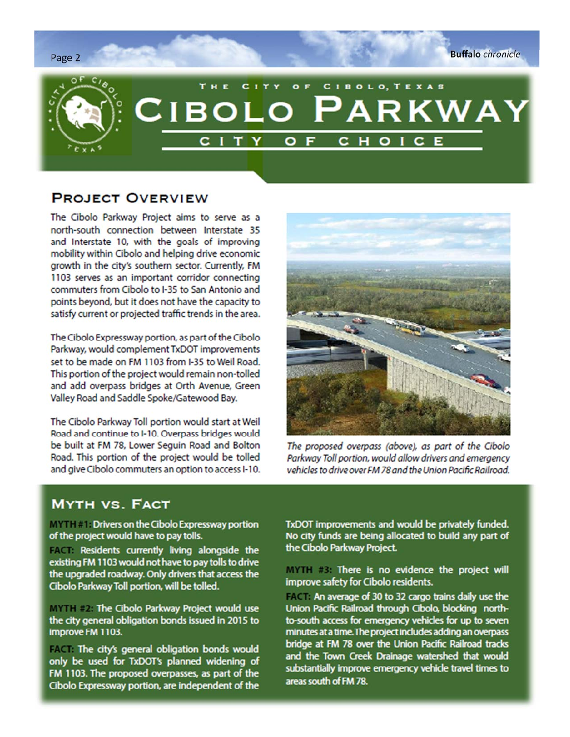# THE CITY OF CIBOLO, TEXAS

# CIBOLO PARKWAY

## CITY OF CHOICE

## PROJECT OVERVIEW

The Cibolo Parkway Project aims to serve as a north-south connection between Interstate 35 and Interstate 10, with the goals of improving mobility within Cibolo and helping drive economic growth in the city's southern sector. Currently, FM 1103 serves as an important corridor connecting commuters from Cibolo to I-35 to San Antonio and points beyond, but it does not have the capacity to satisfy current or projected traffic trends in the area.

The Cibolo Expressway portion, as part of the Cibolo Parkway, would complement TxDOT improvements set to be made on FM 1103 from I-35 to Weil Road. This portion of the project would remain non-tolled and add overpass bridges at Orth Avenue, Green Valley Road and Saddle Spoke/Gatewood Bay.

The Cibolo Parkway Toll portion would start at Weil Road and continue to I-10. Overpass bridges would be built at FM 78, Lower Seguin Road and Bolton Road. This portion of the project would be tolled and give Cibolo commuters an option to access I-10.

*The proposed overpass (above), as part of the Cibolo Parkway Toll portion, would allow drivers and emergency vehicles to drive over FM 78 and the Union Pacific Railroad.*

## MYTH VS. FACT

**MYTH #1:** Drivers on the Cibolo Expressway portion of the project would have to pay tolls.

**FACT:** Residents currently living alongside the existing FM 1103 would not have to pay tolls to drive the upgraded roadway. Only drivers that access the Cibolo Parkway Toll portion, will be tolled.

**MYTH #2:** The Cibolo Parkway Project would use the city general obligation bonds issued in 2015 to improve FM 1103.

**FACT:** The city's general obligation bonds would only be used for TxDOT's planned widening of FM 1103. The proposed overpasses, as part of the Cibolo Expressway portion, are independent of the TxDOT improvements and would be privately funded. No city funds are being allocated to build any part of the Cibolo Parkway Project.

**MYTH #3:** There is no evidence the project will improve safety for Cibolo residents.

**FACT:** An average of 30 to 32 cargo trains daily use the Union Pacific Railroad through Cibolo, blocking north-to-south access for emergency vehicles for up to seven minutes at a time. The project includes adding an overpass bridge at FM 78 over the Union Pacific Railroad tracks and the Town Creek Drainage watershed that would substantially improve emergency vehicle travel times to areas south of FM 78.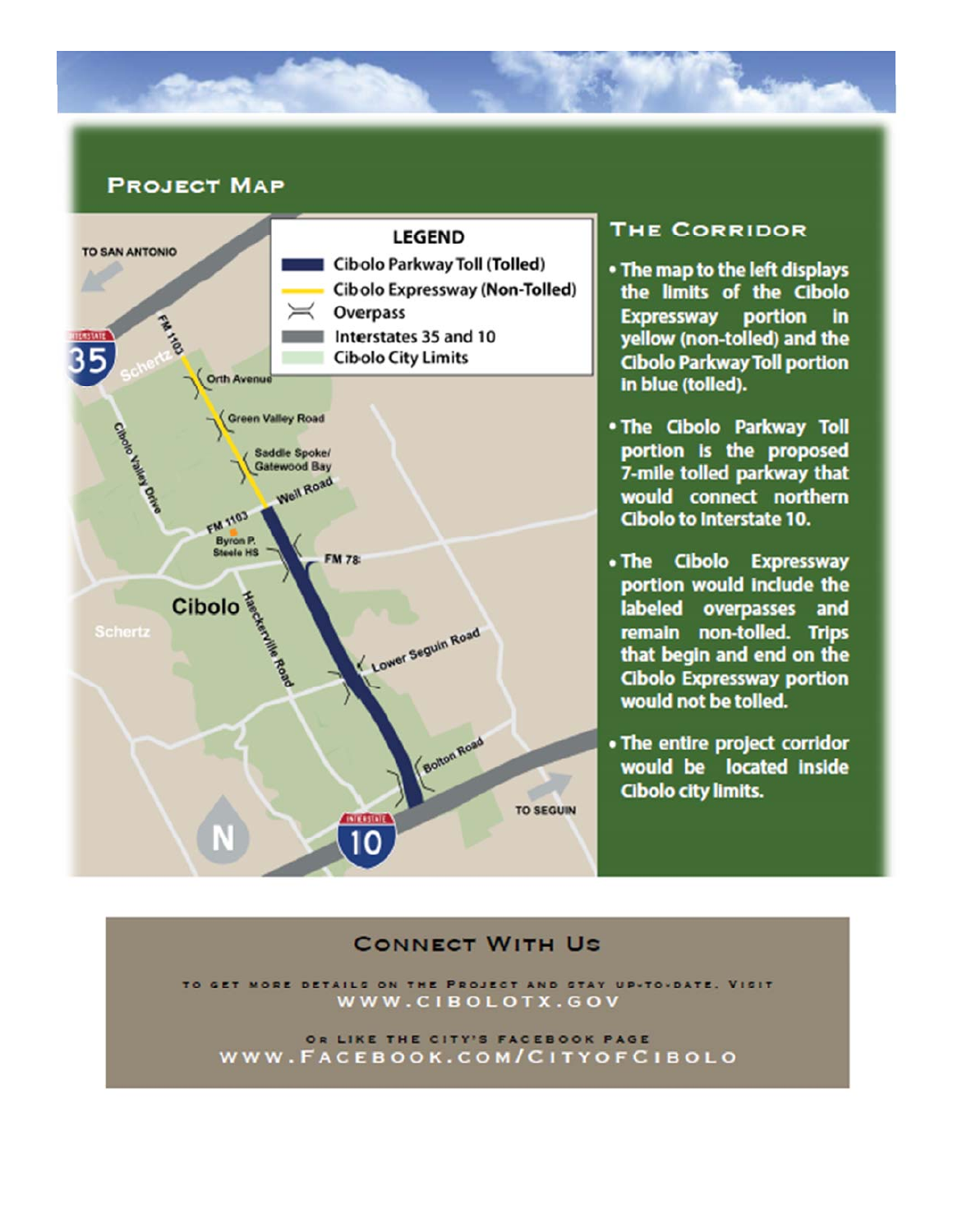## Project Map

### The Corridor

- The map to the left displays the limits of the Cibolo Expressway portion in yellow (non-tolled) and the Cibolo Parkway Toll portion in blue (tolled).
- The Cibolo Parkway Toll portion is the proposed 7-mile tolled parkway that would connect northern Cibolo to Interstate 10.
- The Cibolo Expressway portion would include the labeled overpasses and remain non-tolled. Trips that begin and end on the Cibolo Expressway portion would not be tolled.
- The entire project corridor would be located inside Cibolo city limits.

## Connect With Us

To get more details on the Project and stay up-to-date, Visit
WWW.CIBOLOTX.GOV

Or like the City's Facebook page
WWW.FACEBOOK.COM/CITYOFCIBOLO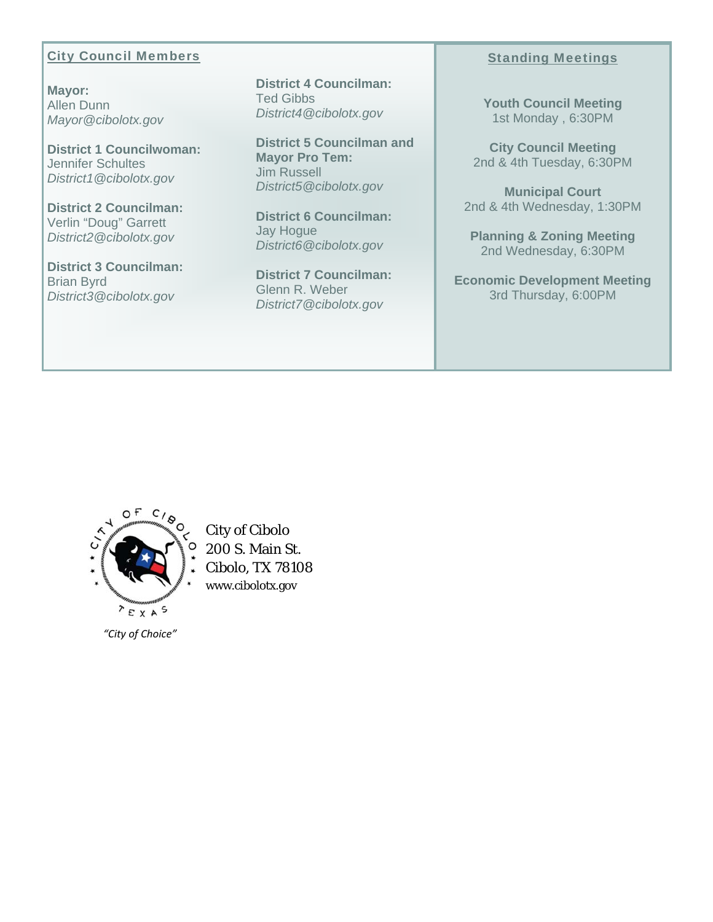## City Council Members

**Mayor:**
Allen Dunn
*Mayor@cibolotx.gov*

**District 1 Councilwoman:**
Jennifer Schultes
*District1@cibolotx.gov*

**District 2 Councilman:**
Verlin "Doug" Garrett
*District2@cibolotx.gov*

**District 3 Councilman:**
Brian Byrd
*District3@cibolotx.gov*

**District 4 Councilman:**
Ted Gibbs
*District4@cibolotx.gov*

**District 5 Councilman and Mayor Pro Tem:**
Jim Russell
*District5@cibolotx.gov*

**District 6 Councilman:**
Jay Hogue
*District6@cibolotx.gov*

**District 7 Councilman:**
Glenn R. Weber
*District7@cibolotx.gov*

## Standing Meetings

**Youth Council Meeting**
1st Monday , 6:30PM

**City Council Meeting**
2nd & 4th Tuesday, 6:30PM

**Municipal Court**
2nd & 4th Wednesday, 1:30PM

**Planning & Zoning Meeting**
2nd Wednesday, 6:30PM

**Economic Development Meeting**
3rd Thursday, 6:00PM

City of Cibolo
200 S. Main St.
Cibolo, TX 78108
www.cibolotx.gov

*"City of Choice"*